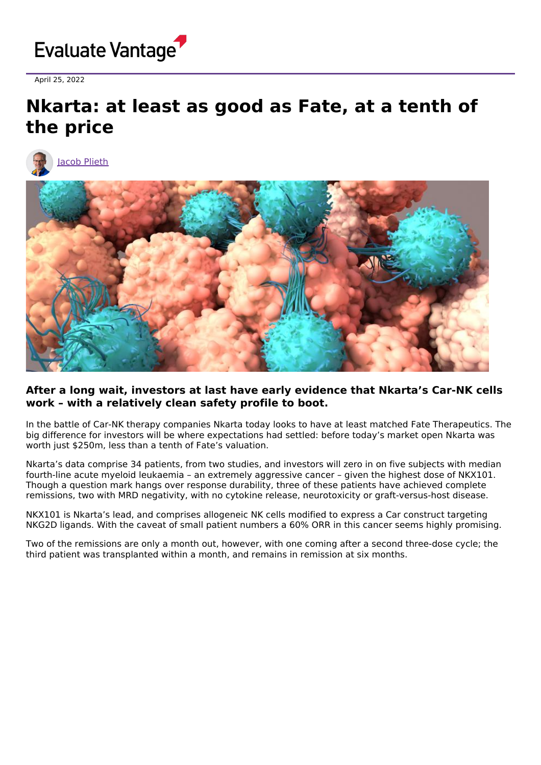Evaluate Vantage

April 25, 2022

# Nkarta: at least as good as Fate, at a tenth of the price

Jacob Plieth

**After a long wait, investors at last have early evidence that Nkarta's Car-NK cells work – with a relatively clean safety profile to boot.**

In the battle of Car-NK therapy companies Nkarta today looks to have at least matched Fate Therapeutics. The big difference for investors will be where expectations had settled: before today's market open Nkarta was worth just $250m, less than a tenth of Fate's valuation.

Nkarta's data comprise 34 patients, from two studies, and investors will zero in on five subjects with median fourth-line acute myeloid leukaemia – an extremely aggressive cancer – given the highest dose of NKX101. Though a question mark hangs over response durability, three of these patients have achieved complete remissions, two with MRD negativity, with no cytokine release, neurotoxicity or graft-versus-host disease.

NKX101 is Nkarta's lead, and comprises allogeneic NK cells modified to express a Car construct targeting NKG2D ligands. With the caveat of small patient numbers a 60% ORR in this cancer seems highly promising.

Two of the remissions are only a month out, however, with one coming after a second three-dose cycle; the third patient was transplanted within a month, and remains in remission at six months.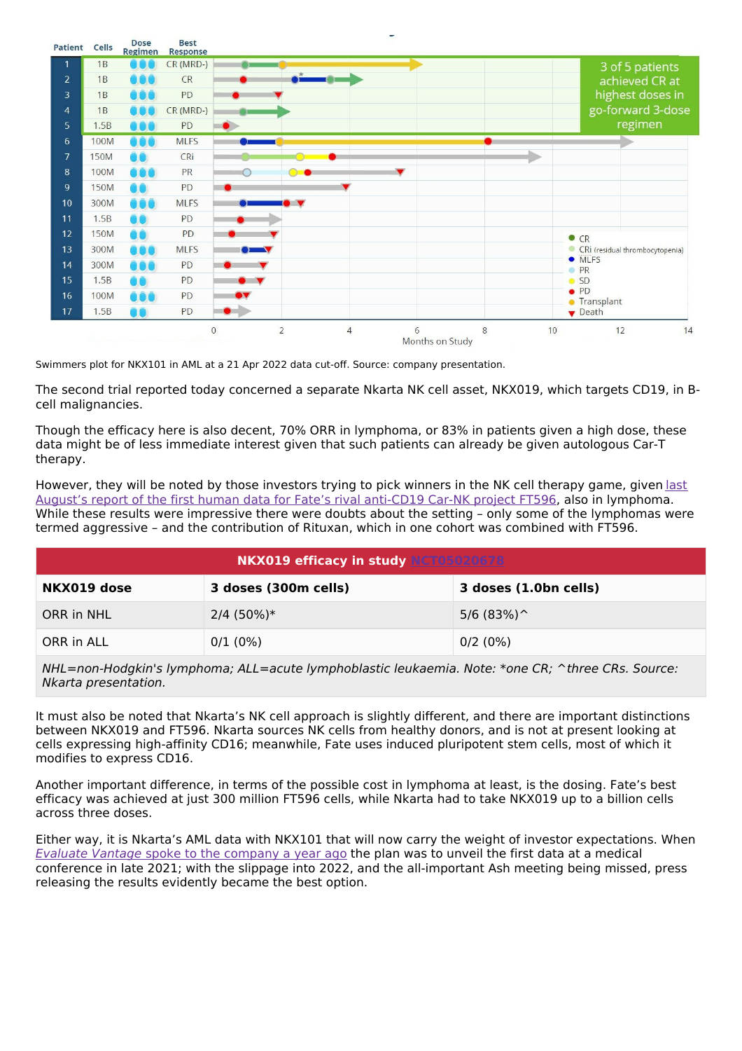| Patient | Cells | Dose Regimen | Best Response |
|---|---|---|---|
| 1 | 1B | ●●● | CR (MRD-) |
| 2 | 1B | ●●● | CR |
| 3 | 1B | ●●● | PD |
| 4 | 1B | ●●● | CR (MRD-) |
| 5 | 1.5B | ●●● | PD |
| 6 | 100M | ●●● | MLFS |
| 7 | 150M | ●● | CRi |
| 8 | 100M | ●●● | PR |
| 9 | 150M | ●● | PD |
| 10 | 300M | ●●● | MLFS |
| 11 | 1.5B | ●● | PD |
| 12 | 150M | ●● | PD |
| 13 | 300M | ●●● | MLFS |
| 14 | 300M | ●●● | PD |
| 15 | 1.5B | ●● | PD |
| 16 | 100M | ●●● | PD |
| 17 | 1.5B | ●● | PD |

3 of 5 patients achieved CR at highest doses in go-forward 3-dose regimen

Legend: CR; CRi (residual thrombocytopenia); MLFS; PR; SD; PD; Transplant; Death

Months on Study: 0, 2, 4, 6, 8, 10, 12, 14

Swimmers plot for NKX101 in AML at a 21 Apr 2022 data cut-off. Source: company presentation.

The second trial reported today concerned a separate Nkarta NK cell asset, NKX019, which targets CD19, in B-cell malignancies.

Though the efficacy here is also decent, 70% ORR in lymphoma, or 83% in patients given a high dose, these data might be of less immediate interest given that such patients can already be given autologous Car-T therapy.

However, they will be noted by those investors trying to pick winners in the NK cell therapy game, given last August's report of the first human data for Fate's rival anti-CD19 Car-NK project FT596, also in lymphoma. While these results were impressive there were doubts about the setting – only some of the lymphomas were termed aggressive – and the contribution of Rituxan, which in one cohort was combined with FT596.

| NKX019 efficacy in study NCT05020678 | | |
|---|---|---|
| **NKX019 dose** | **3 doses (300m cells)** | **3 doses (1.0bn cells)** |
| ORR in NHL | 2/4 (50%)* | 5/6 (83%)^ |
| ORR in ALL | 0/1 (0%) | 0/2 (0%) |

*NHL=non-Hodgkin's lymphoma; ALL=acute lymphoblastic leukaemia. Note: *one CR; ^three CRs. Source: Nkarta presentation.*

It must also be noted that Nkarta's NK cell approach is slightly different, and there are important distinctions between NKX019 and FT596. Nkarta sources NK cells from healthy donors, and is not at present looking at cells expressing high-affinity CD16; meanwhile, Fate uses induced pluripotent stem cells, most of which it modifies to express CD16.

Another important difference, in terms of the possible cost in lymphoma at least, is the dosing. Fate's best efficacy was achieved at just 300 million FT596 cells, while Nkarta had to take NKX019 up to a billion cells across three doses.

Either way, it is Nkarta's AML data with NKX101 that will now carry the weight of investor expectations. When *Evaluate Vantage* spoke to the company a year ago the plan was to unveil the first data at a medical conference in late 2021; with the slippage into 2022, and the all-important Ash meeting being missed, press releasing the results evidently became the best option.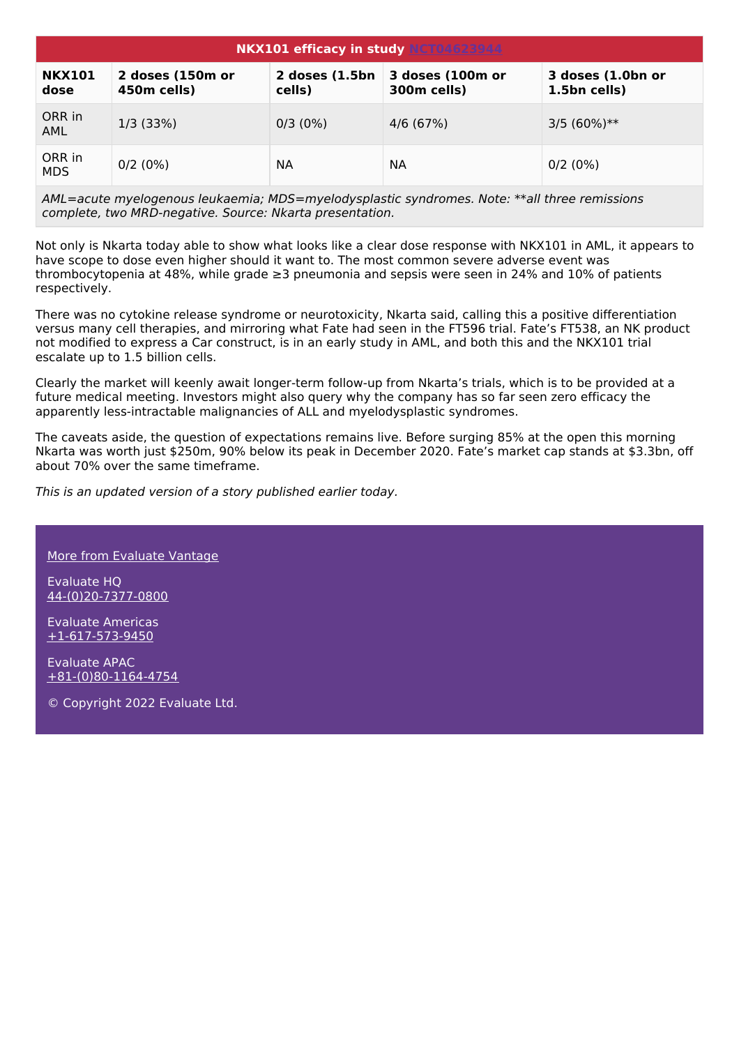| NKX101 efficacy in study NCT04623944 | | | | |
|---|---|---|---|---|
| **NKX101 dose** | **2 doses (150m or 450m cells)** | **2 doses (1.5bn cells)** | **3 doses (100m or 300m cells)** | **3 doses (1.0bn or 1.5bn cells)** |
| ORR in AML | 1/3 (33%) | 0/3 (0%) | 4/6 (67%) | 3/5 (60%)** |
| ORR in MDS | 0/2 (0%) | NA | NA | 0/2 (0%) |

*AML=acute myelogenous leukaemia; MDS=myelodysplastic syndromes. Note: **all three remissions complete, two MRD-negative. Source: Nkarta presentation.*

Not only is Nkarta today able to show what looks like a clear dose response with NKX101 in AML, it appears to have scope to dose even higher should it want to. The most common severe adverse event was thrombocytopenia at 48%, while grade ≥3 pneumonia and sepsis were seen in 24% and 10% of patients respectively.

There was no cytokine release syndrome or neurotoxicity, Nkarta said, calling this a positive differentiation versus many cell therapies, and mirroring what Fate had seen in the FT596 trial. Fate's FT538, an NK product not modified to express a Car construct, is in an early study in AML, and both this and the NKX101 trial escalate up to 1.5 billion cells.

Clearly the market will keenly await longer-term follow-up from Nkarta's trials, which is to be provided at a future medical meeting. Investors might also query why the company has so far seen zero efficacy the apparently less-intractable malignancies of ALL and myelodysplastic syndromes.

The caveats aside, the question of expectations remains live. Before surging 85% at the open this morning Nkarta was worth just $250m, 90% below its peak in December 2020. Fate's market cap stands at $3.3bn, off about 70% over the same timeframe.

*This is an updated version of a story published earlier today.*

More from Evaluate Vantage

Evaluate HQ
44-(0)20-7377-0800

Evaluate Americas
+1-617-573-9450

Evaluate APAC
+81-(0)80-1164-4754

© Copyright 2022 Evaluate Ltd.